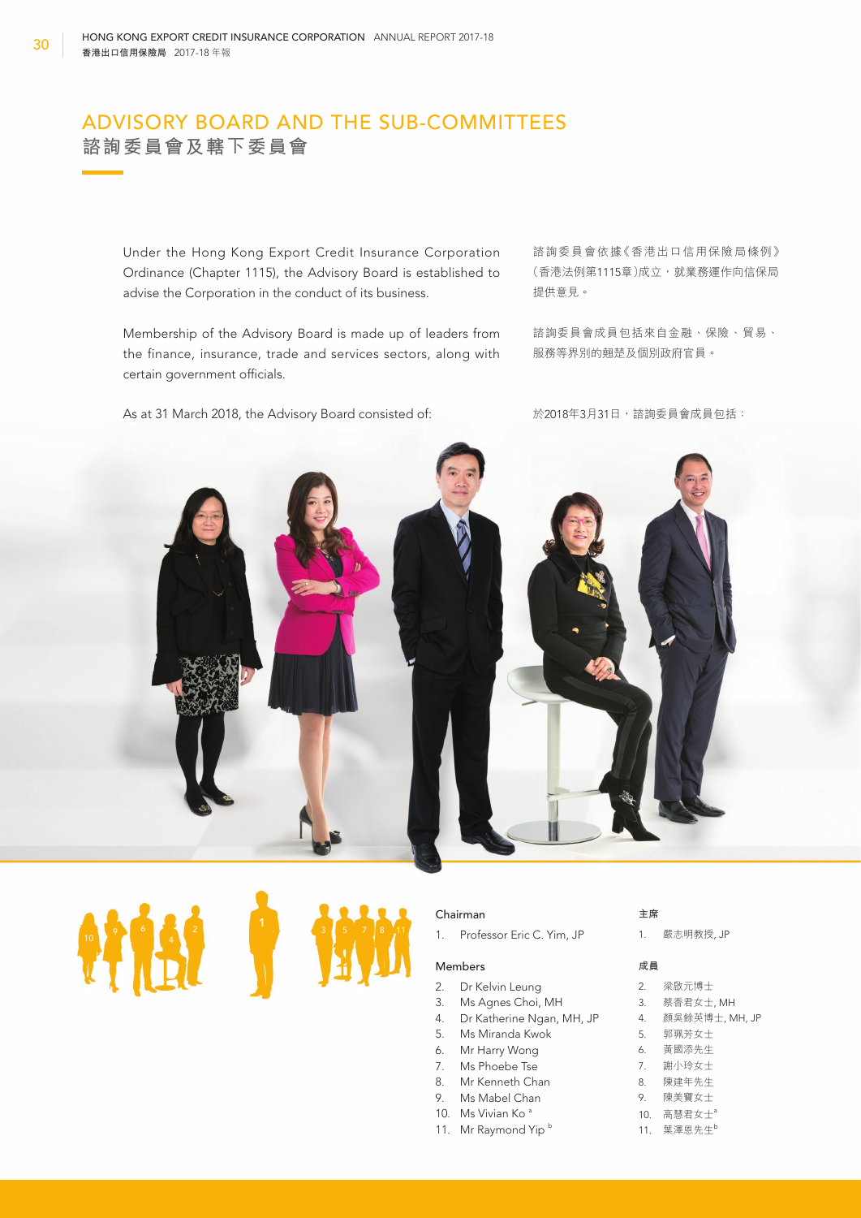# ADVISORY BOARD AND THE SUB-COMMITTEES
## 諮詢委員會及轄下委員會

Under the Hong Kong Export Credit Insurance Corporation Ordinance (Chapter 1115), the Advisory Board is established to advise the Corporation in the conduct of its business.

Membership of the Advisory Board is made up of leaders from the finance, insurance, trade and services sectors, along with certain government officials.

As at 31 March 2018, the Advisory Board consisted of:

諮詢委員會依據《香港出口信用保險局條例》(香港法例第1115章)成立，就業務運作向信保局提供意見。

諮詢委員會成員包括來自金融、保險、貿易、服務等界別的翹楚及個別政府官員。

於2018年3月31日，諮詢委員會成員包括：

**Chairman**

1. Professor Eric C. Yim, JP

**Members**

2. Dr Kelvin Leung
3. Ms Agnes Choi, MH
4. Dr Katherine Ngan, MH, JP
5. Ms Miranda Kwok
6. Mr Harry Wong
7. Ms Phoebe Tse
8. Mr Kenneth Chan
9. Ms Mabel Chan
10. Ms Vivian Ko [a]
11. Mr Raymond Yip [b]

**主席**

1. 嚴志明教授, JP

**成員**

2. 梁啟元博士
3. 蔡香君女士, MH
4. 顏吳餘英博士, MH, JP
5. 郭珮芳女士
6. 黃國添先生
7. 謝小玲女士
8. 陳建年先生
9. 陳美寶女士
10. 高慧君女士[a]
11. 葉澤恩先生[b]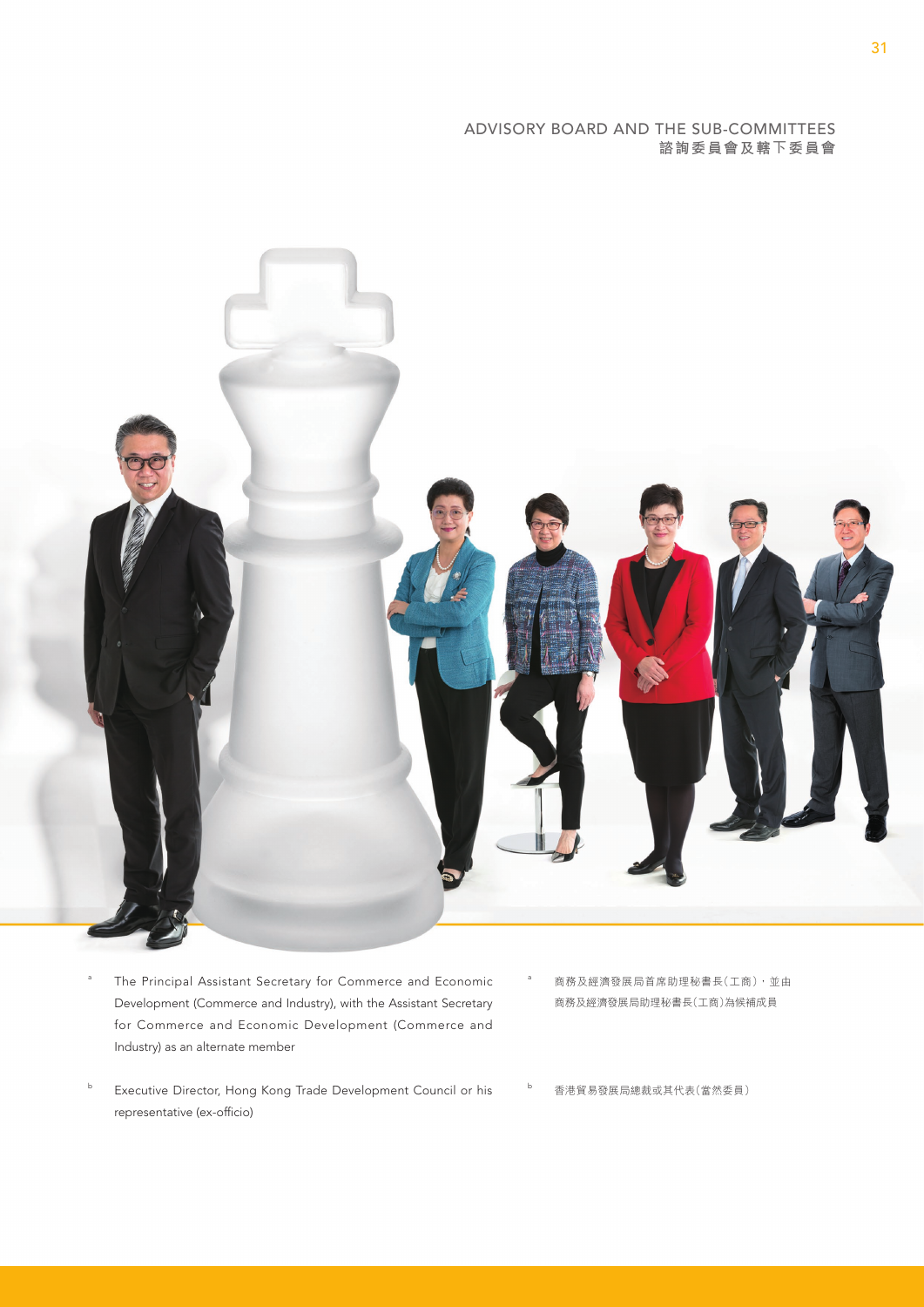## ADVISORY BOARD AND THE SUB-COMMITTEES
## 諮詢委員會及轄下委員會

[a] The Principal Assistant Secretary for Commerce and Economic Development (Commerce and Industry), with the Assistant Secretary for Commerce and Economic Development (Commerce and Industry) as an alternate member

[b] Executive Director, Hong Kong Trade Development Council or his representative (ex-officio)

[a] 商務及經濟發展局首席助理秘書長(工商),並由商務及經濟發展局助理秘書長(工商)為候補成員

[b] 香港貿易發展局總裁或其代表(當然委員)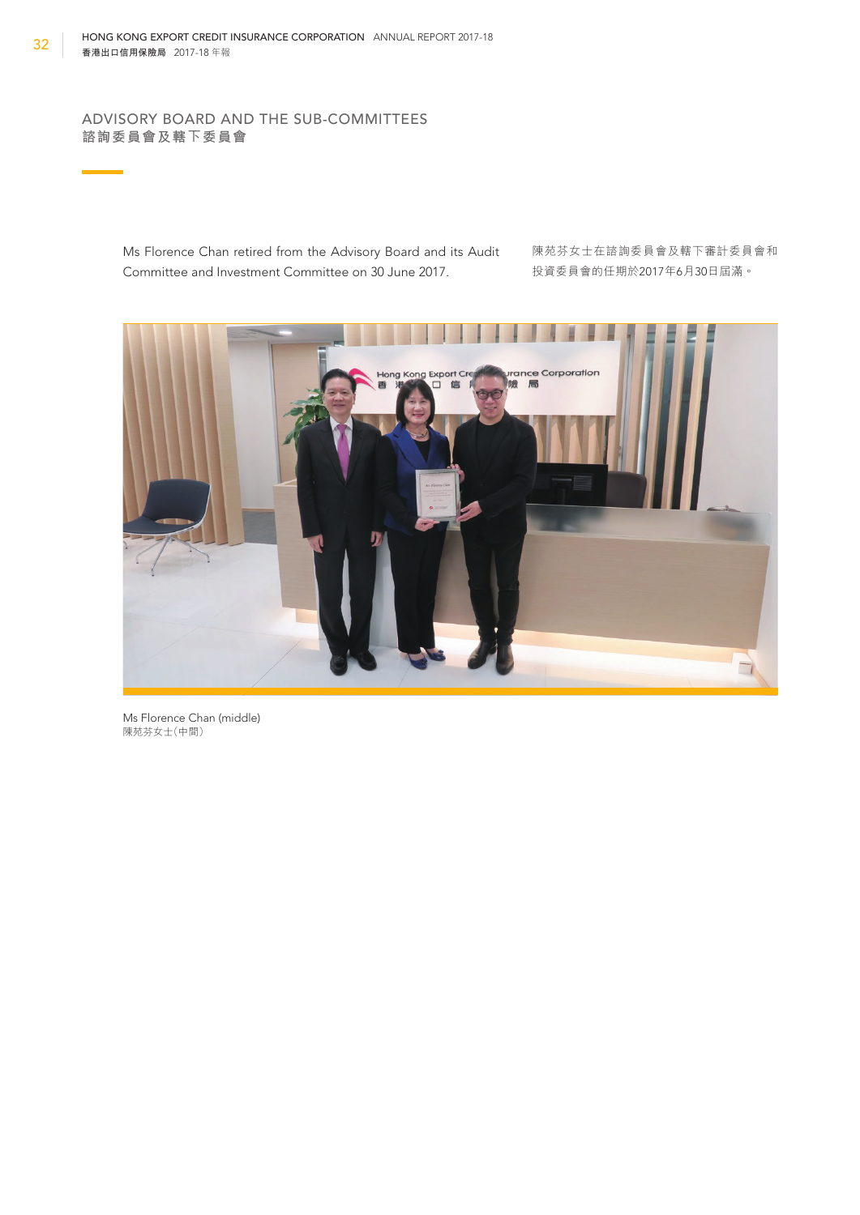## ADVISORY BOARD AND THE SUB-COMMITTEES
## 諮詢委員會及轄下委員會

Ms Florence Chan retired from the Advisory Board and its Audit Committee and Investment Committee on 30 June 2017.

陳苑芬女士在諮詢委員會及轄下審計委員會和投資委員會的任期於2017年6月30日屆滿。

Ms Florence Chan (middle)
陳苑芬女士（中間）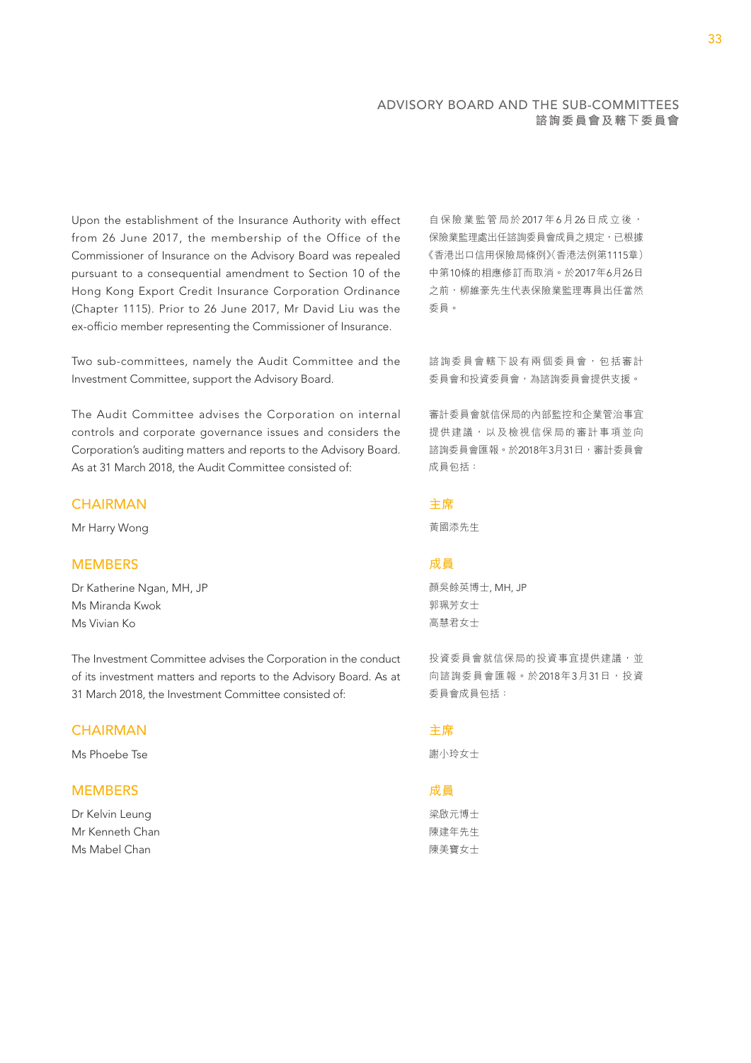Upon the establishment of the Insurance Authority with effect from 26 June 2017, the membership of the Office of the Commissioner of Insurance on the Advisory Board was repealed pursuant to a consequential amendment to Section 10 of the Hong Kong Export Credit Insurance Corporation Ordinance (Chapter 1115). Prior to 26 June 2017, Mr David Liu was the ex-officio member representing the Commissioner of Insurance.

自保險業監管局於2017年6月26日成立後，保險業監理處出任諮詢委員會成員之規定，已根據《香港出口信用保險局條例》（香港法例第1115章）中第10條的相應修訂而取消。於2017年6月26日之前，柳維豪先生代表保險業監理專員出任當然委員。

Two sub-committees, namely the Audit Committee and the Investment Committee, support the Advisory Board.

諮詢委員會轄下設有兩個委員會，包括審計委員會和投資委員會，為諮詢委員會提供支援。

The Audit Committee advises the Corporation on internal controls and corporate governance issues and considers the Corporation's auditing matters and reports to the Advisory Board. As at 31 March 2018, the Audit Committee consisted of:

審計委員會就信保局的內部監控和企業管治事宜提供建議，以及檢視信保局的審計事項並向諮詢委員會匯報。於2018年3月31日，審計委員會成員包括：

## CHAIRMAN 主席

Mr Harry Wong
黃國添先生

## MEMBERS 成員

Dr Katherine Ngan, MH, JP
Ms Miranda Kwok
Ms Vivian Ko

顏吳餘英博士, MH, JP
郭珮芳女士
高慧君女士

The Investment Committee advises the Corporation in the conduct of its investment matters and reports to the Advisory Board. As at 31 March 2018, the Investment Committee consisted of:

投資委員會就信保局的投資事宜提供建議，並向諮詢委員會匯報。於2018年3月31日，投資委員會成員包括：

## CHAIRMAN 主席

Ms Phoebe Tse
謝小玲女士

## MEMBERS 成員

Dr Kelvin Leung
Mr Kenneth Chan
Ms Mabel Chan

梁啟元博士
陳建年先生
陳美寶女士